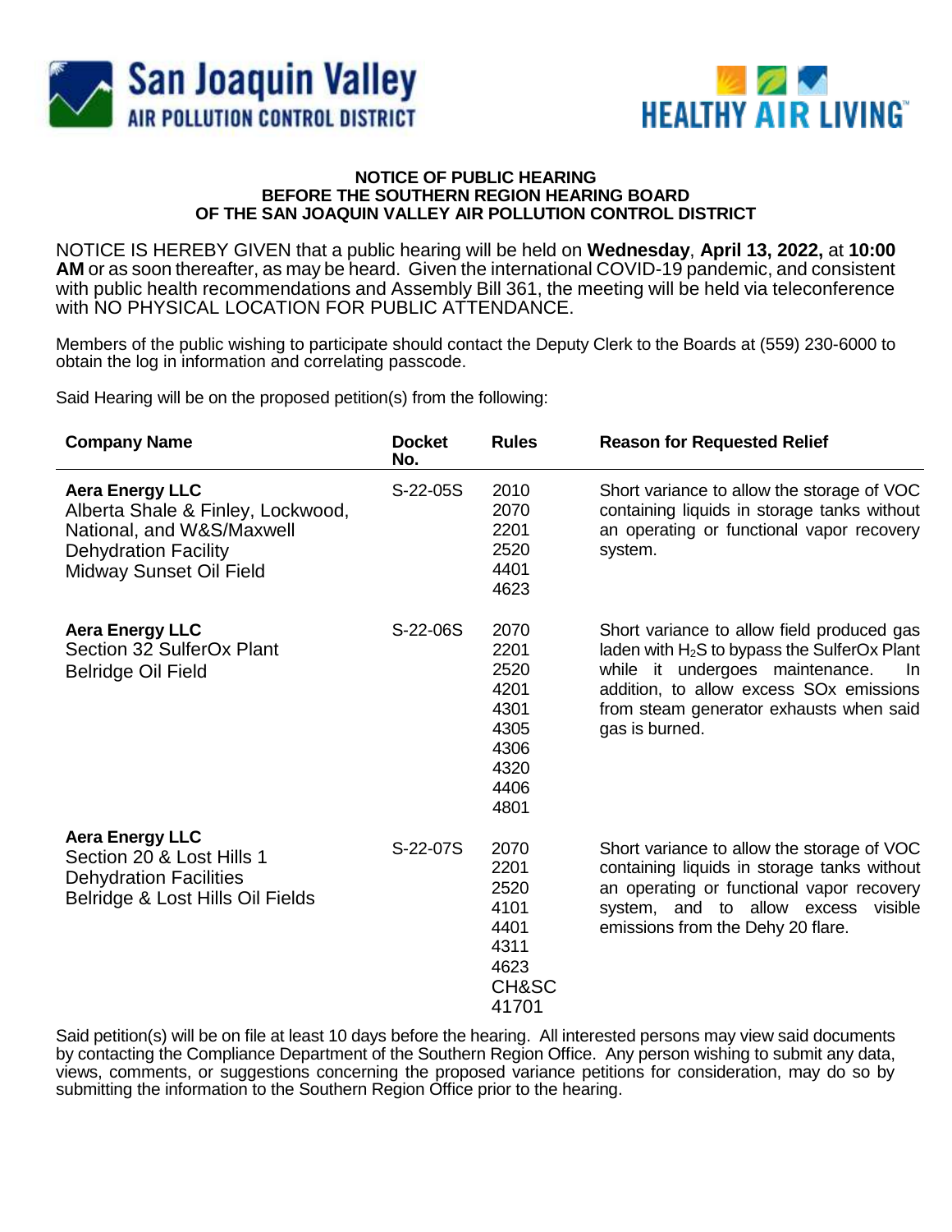San Joaquin Valley AIR POLLUTION CONTROL DISTRICT

HEALTHY AIR LIVING™

### NOTICE OF PUBLIC HEARING
### BEFORE THE SOUTHERN REGION HEARING BOARD
### OF THE SAN JOAQUIN VALLEY AIR POLLUTION CONTROL DISTRICT

NOTICE IS HEREBY GIVEN that a public hearing will be held on **Wednesday**, **April 13, 2022,** at **10:00 AM** or as soon thereafter, as may be heard. Given the international COVID-19 pandemic, and consistent with public health recommendations and Assembly Bill 361, the meeting will be held via teleconference with NO PHYSICAL LOCATION FOR PUBLIC ATTENDANCE.

Members of the public wishing to participate should contact the Deputy Clerk to the Boards at (559) 230-6000 to obtain the log in information and correlating passcode.

Said Hearing will be on the proposed petition(s) from the following:

| Company Name | Docket No. | Rules | Reason for Requested Relief |
|---|---|---|---|
| **Aera Energy LLC**<br>Alberta Shale & Finley, Lockwood, National, and W&S/Maxwell Dehydration Facility<br>Midway Sunset Oil Field | S-22-05S | 2010<br>2070<br>2201<br>2520<br>4401<br>4623 | Short variance to allow the storage of VOC containing liquids in storage tanks without an operating or functional vapor recovery system. |
| **Aera Energy LLC**<br>Section 32 SulferOx Plant<br>Belridge Oil Field | S-22-06S | 2070<br>2201<br>2520<br>4201<br>4301<br>4305<br>4306<br>4320<br>4406<br>4801 | Short variance to allow field produced gas laden with $H_2S$ to bypass the SulferOx Plant while it undergoes maintenance. In addition, to allow excess SOx emissions from steam generator exhausts when said gas is burned. |
| **Aera Energy LLC**<br>Section 20 & Lost Hills 1 Dehydration Facilities<br>Belridge & Lost Hills Oil Fields | S-22-07S | 2070<br>2201<br>2520<br>4101<br>4401<br>4311<br>4623<br>CH&SC 41701 | Short variance to allow the storage of VOC containing liquids in storage tanks without an operating or functional vapor recovery system, and to allow excess visible emissions from the Dehy 20 flare. |

Said petition(s) will be on file at least 10 days before the hearing. All interested persons may view said documents by contacting the Compliance Department of the Southern Region Office. Any person wishing to submit any data, views, comments, or suggestions concerning the proposed variance petitions for consideration, may do so by submitting the information to the Southern Region Office prior to the hearing.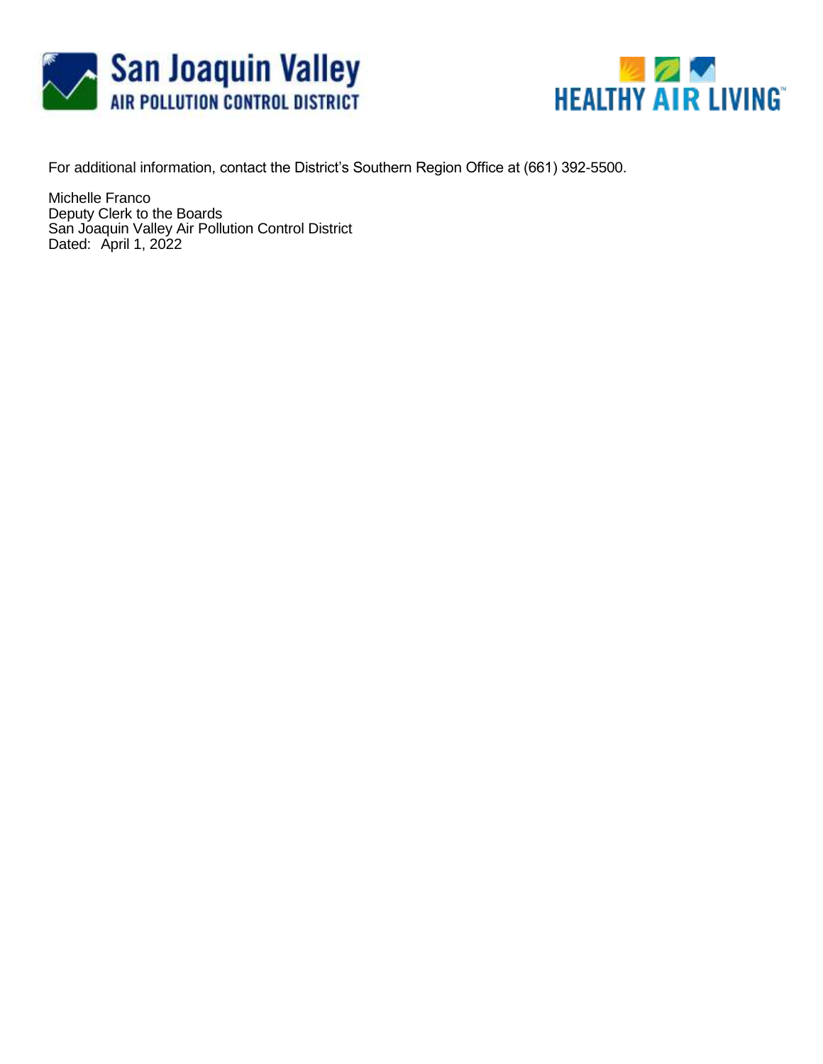For additional information, contact the District's Southern Region Office at (661) 392-5500.

Michelle Franco
Deputy Clerk to the Boards
San Joaquin Valley Air Pollution Control District
Dated: April 1, 2022